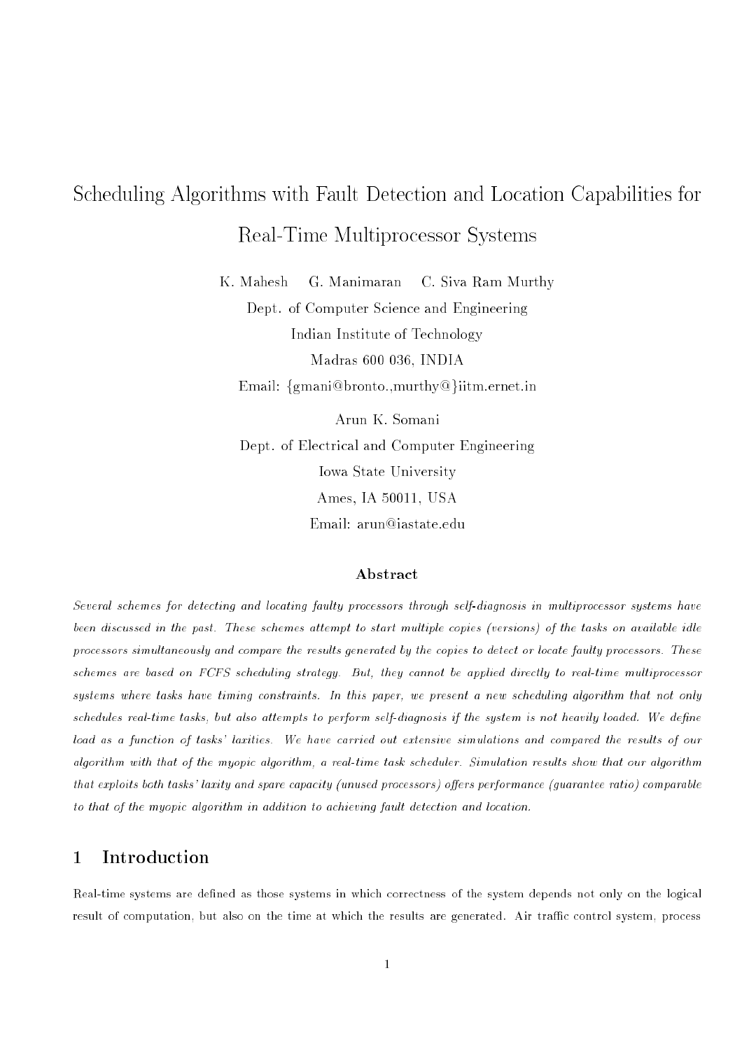# Scheduling Algorithms with Fault Detection and Location Capabilities for Real-Time Multiprocessor Systems

K. Mahesh G. Manimaran C. Siva Ram Murthy

Dept. of Computer Science and Engineering

Indian Institute of Technology

Madras 600 036, INDIA

Email: {gmani@bronto.,murthy@}iitm.ernet.in

Arun K. Somani

Dept. of Electrical and Computer Engineering

Iowa State University

Ames, IA 50011, USA

Email: arun@iastate.edu

### Abstract

*Several schemes for detecting and locating faulty processors through self-diagnosis in multiprocessor systems have been discussed in the past. These schemes attempt to start multiple copies (versions) of the tasks on available idle processors simultaneously and compare the results generated by the copies to detect or locate faulty processors. These schemes are based on FCFS scheduling strategy. But, they cannot be applied directly to real-time multiprocessor systems where tasks have timing constraints. In this paper, we present a new scheduling algorithm that not only schedules real-time tasks, but also attempts to perform self-diagnosis if the system is not heavily loaded. We define load as a function of tasks' laxities. We have carried out extensive simulations and compared the results of our algorithm with that of the myopic algorithm, a real-time task scheduler. Simulation results show that our algorithm that exploits both tasks' laxity and spare capacity (unused processors) offers performance (guarantee ratio) comparable to that of the myopic algorithm in addition to achieving fault detection and location.*

## 1 Introduction

Real-time systems are defined as those systems in which correctness of the system depends not only on the logical result of computation, but also on the time at which the results are generated. Air traffic control system, process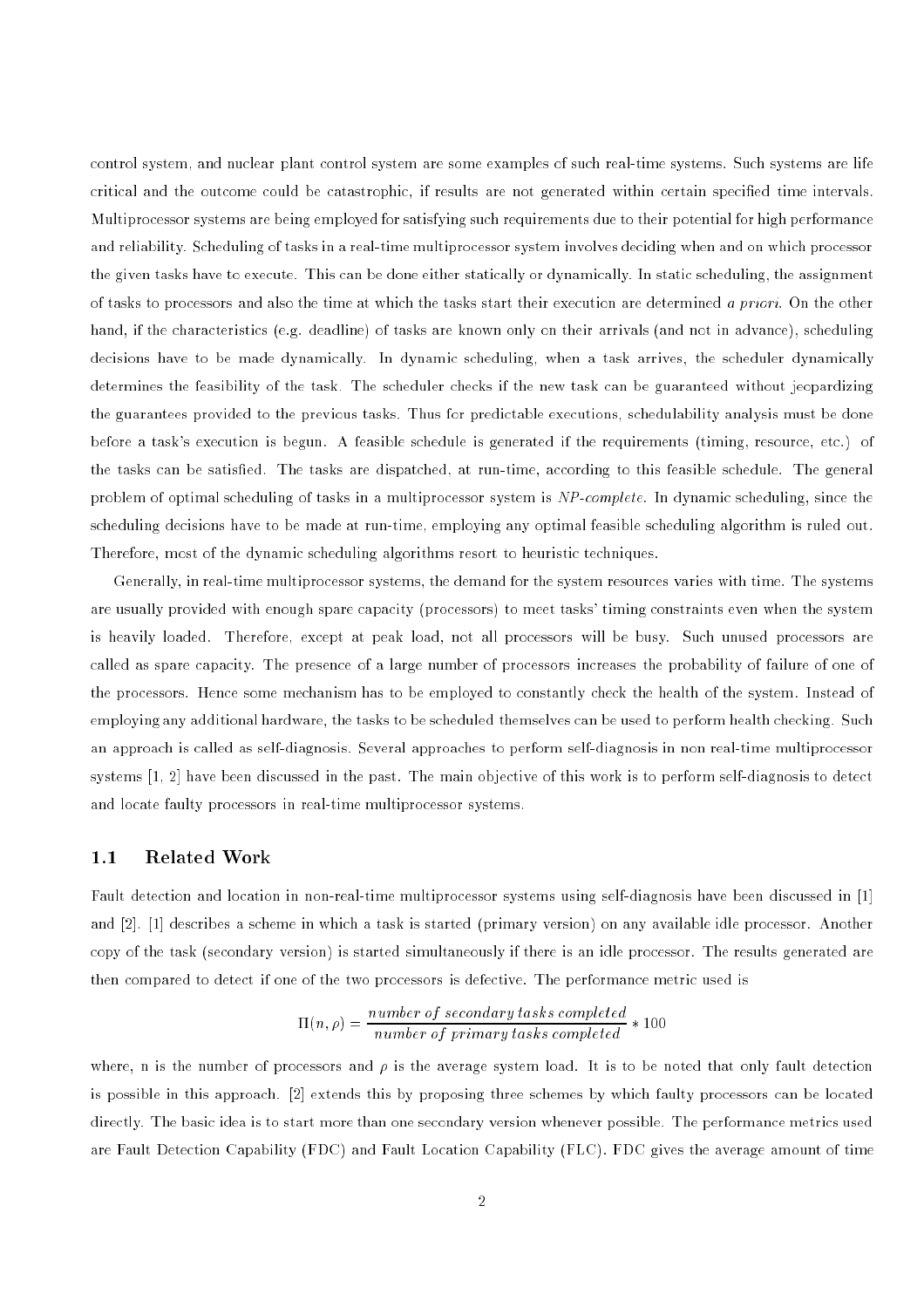control system, and nuclear plant control system are some examples of such real-time systems. Such systems are life critical and the outcome could be catastrophic, if results are not generated within certain specified time intervals. Multiprocessor systems are being employed for satisfying such requirements due to their potential for high performance and reliability. Scheduling of tasks in a real-time multiprocessor system involves deciding when and on which processor the given tasks have to execute. This can be done either statically or dynamically. In static scheduling, the assignment of tasks to processors and also the time at which the tasks start their execution are determined *a priori*. On the other hand, if the characteristics (e.g. deadline) of tasks are known only on their arrivals (and not in advance), scheduling decisions have to be made dynamically. In dynamic scheduling, when a task arrives, the scheduler dynamically determines the feasibility of the task. The scheduler checks if the new task can be guaranteed without jeopardizing the guarantees provided to the previous tasks. Thus for predictable executions, schedulability analysis must be done before a task's execution is begun. A feasible schedule is generated if the requirements (timing, resource, etc.) of the tasks can be satisfied. The tasks are dispatched, at run-time, according to this feasible schedule. The general problem of optimal scheduling of tasks in a multiprocessor system is *NP-complete*. In dynamic scheduling, since the scheduling decisions have to be made at run-time, employing any optimal feasible scheduling algorithm is ruled out. Therefore, most of the dynamic scheduling algorithms resort to heuristic techniques.

Generally, in real-time multiprocessor systems, the demand for the system resources varies with time. The systems are usually provided with enough spare capacity (processors) to meet tasks' timing constraints even when the system is heavily loaded. Therefore, except at peak load, not all processors will be busy. Such unused processors are called as spare capacity. The presence of a large number of processors increases the probability of failure of one of the processors. Hence some mechanism has to be employed to constantly check the health of the system. Instead of employing any additional hardware, the tasks to be scheduled themselves can be used to perform health checking. Such an approach is called as self-diagnosis. Several approaches to perform self-diagnosis in non real-time multiprocessor systems [1, 2] have been discussed in the past. The main objective of this work is to perform self-diagnosis to detect and locate faulty processors in real-time multiprocessor systems.

## 1.1 Related Work

Fault detection and location in non-real-time multiprocessor systems using self-diagnosis have been discussed in [1] and [2]. [1] describes a scheme in which a task is started (primary version) on any available idle processor. Another copy of the task (secondary version) is started simultaneously if there is an idle processor. The results generated are then compared to detect if one of the two processors is defective. The performance metric used is

$$\Pi(n, \rho) = \frac{number\ of\ secondary\ tasks\ completed}{number\ of\ primary\ tasks\ completed} * 100$$

where, n is the number of processors and $\rho$ is the average system load. It is to be noted that only fault detection is possible in this approach. [2] extends this by proposing three schemes by which faulty processors can be located directly. The basic idea is to start more than one secondary version whenever possible. The performance metrics used are Fault Detection Capability (FDC) and Fault Location Capability (FLC). FDC gives the average amount of time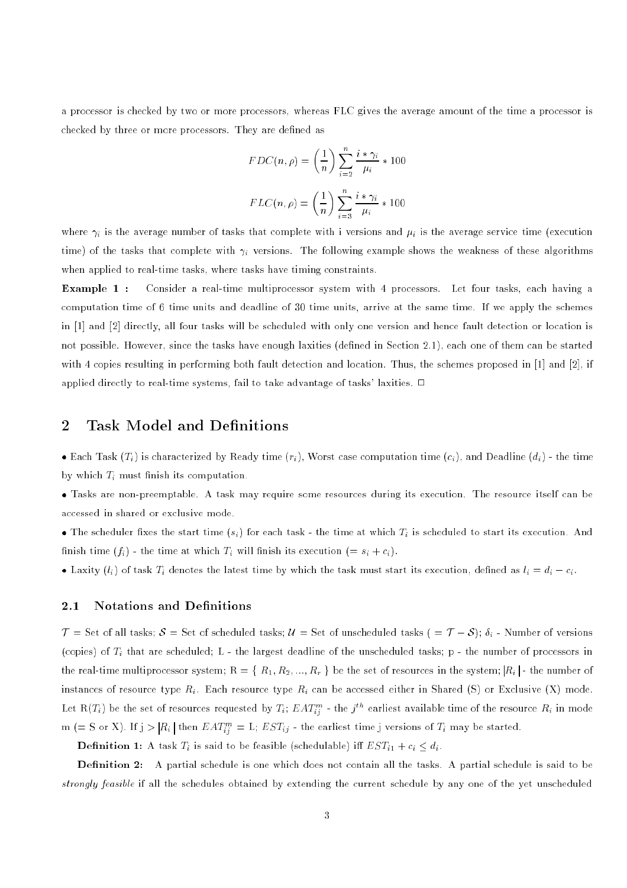a processor is checked by two or more processors, whereas FLC gives the average amount of the time a processor is checked by three or more processors. They are defined as

$$FDC(n, \rho) = \left(\frac{1}{n}\right) \sum_{i=2}^{n} \frac{i * \gamma_i}{\mu_i} * 100$$

$$FLC(n, \rho) = \left(\frac{1}{n}\right) \sum_{i=3}^{n} \frac{i * \gamma_i}{\mu_i} * 100$$

where $\gamma_i$ is the average number of tasks that complete with i versions and $\mu_i$ is the average service time (execution time) of the tasks that complete with $\gamma_i$ versions. The following example shows the weakness of these algorithms when applied to real-time tasks, where tasks have timing constraints.

**Example 1 :** Consider a real-time multiprocessor system with 4 processors. Let four tasks, each having a computation time of 6 time units and deadline of 30 time units, arrive at the same time. If we apply the schemes in [1] and [2] directly, all four tasks will be scheduled with only one version and hence fault detection or location is not possible. However, since the tasks have enough laxities (defined in Section 2.1), each one of them can be started with 4 copies resulting in performing both fault detection and location. Thus, the schemes proposed in [1] and [2], if applied directly to real-time systems, fail to take advantage of tasks' laxities. □

## 2 Task Model and Definitions

• Each Task ($T_i$) is characterized by Ready time ($r_i$), Worst case computation time ($c_i$), and Deadline ($d_i$) - the time by which $T_i$ must finish its computation.

• Tasks are non-preemptable. A task may require some resources during its execution. The resource itself can be accessed in shared or exclusive mode.

• The scheduler fixes the start time ($s_i$) for each task - the time at which $T_i$ is scheduled to start its execution. And finish time ($f_i$) - the time at which $T_i$ will finish its execution ($= s_i + c_i$).

• Laxity ($l_i$) of task $T_i$ denotes the latest time by which the task must start its execution, defined as $l_i = d_i - c_i$.

### 2.1 Notations and Definitions

$\mathcal{T}$ = Set of all tasks; $\mathcal{S}$ = Set of scheduled tasks; $\mathcal{U}$ = Set of unscheduled tasks ( $= \mathcal{T} - \mathcal{S}$); $\delta_i$ - Number of versions (copies) of $T_i$ that are scheduled; L - the largest deadline of the unscheduled tasks; p - the number of processors in the real-time multiprocessor system; R = $\{ R_1, R_2, ..., R_r \}$ be the set of resources in the system; $|R_i|$ - the number of instances of resource type $R_i$. Each resource type $R_i$ can be accessed either in Shared (S) or Exclusive (X) mode. Let R($T_i$) be the set of resources requested by $T_i$; $EAT_{ij}^m$ - the $j^{th}$ earliest available time of the resource $R_i$ in mode m (= S or X). If j > $|R_i|$ then $EAT_{ij}^m$ = L; $EST_{ij}$ - the earliest time j versions of $T_i$ may be started.

**Definition 1:** A task $T_i$ is said to be feasible (schedulable) iff $EST_{i1} + c_i \leq d_i$.

**Definition 2:** A partial schedule is one which does not contain all the tasks. A partial schedule is said to be *strongly feasible* if all the schedules obtained by extending the current schedule by any one of the yet unscheduled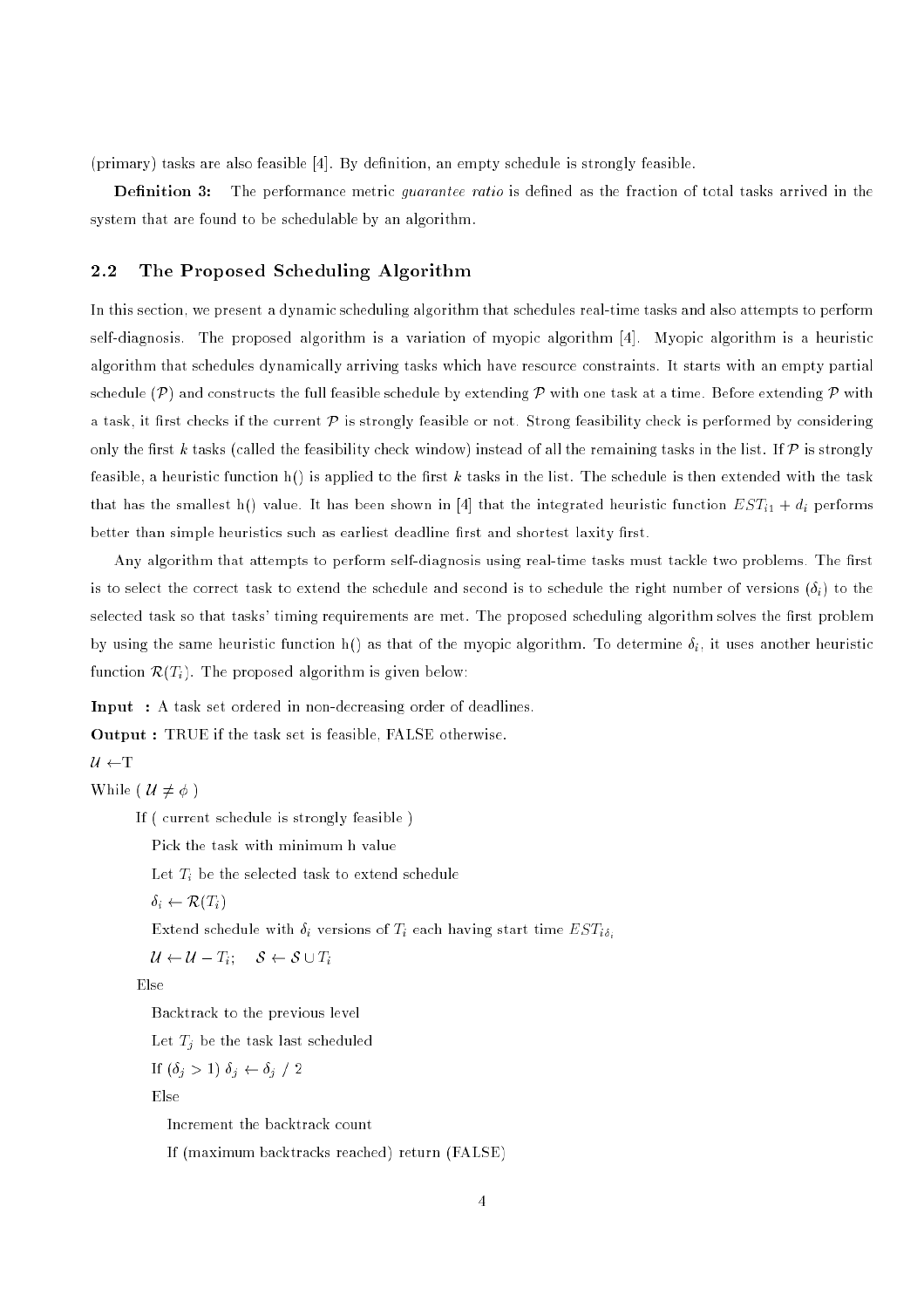(primary) tasks are also feasible [4]. By definition, an empty schedule is strongly feasible.

**Definition 3:** The performance metric *guarantee ratio* is defined as the fraction of total tasks arrived in the system that are found to be schedulable by an algorithm.

## 2.2 The Proposed Scheduling Algorithm

In this section, we present a dynamic scheduling algorithm that schedules real-time tasks and also attempts to perform self-diagnosis. The proposed algorithm is a variation of myopic algorithm [4]. Myopic algorithm is a heuristic algorithm that schedules dynamically arriving tasks which have resource constraints. It starts with an empty partial schedule ($\mathcal{P}$) and constructs the full feasible schedule by extending $\mathcal{P}$ with one task at a time. Before extending $\mathcal{P}$ with a task, it first checks if the current $\mathcal{P}$ is strongly feasible or not. Strong feasibility check is performed by considering only the first $k$ tasks (called the feasibility check window) instead of all the remaining tasks in the list. If $\mathcal{P}$ is strongly feasible, a heuristic function h() is applied to the first $k$ tasks in the list. The schedule is then extended with the task that has the smallest h() value. It has been shown in [4] that the integrated heuristic function $EST_{i1} + d_i$ performs better than simple heuristics such as earliest deadline first and shortest laxity first.

Any algorithm that attempts to perform self-diagnosis using real-time tasks must tackle two problems. The first is to select the correct task to extend the schedule and second is to schedule the right number of versions ($\delta_i$) to the selected task so that tasks' timing requirements are met. The proposed scheduling algorithm solves the first problem by using the same heuristic function h() as that of the myopic algorithm. To determine $\delta_i$, it uses another heuristic function $\mathcal{R}(T_i)$. The proposed algorithm is given below:

**Input :** A task set ordered in non-decreasing order of deadlines.

**Output :** TRUE if the task set is feasible, FALSE otherwise.

$\mathcal{U} \leftarrow$T

While ( $\mathcal{U} \neq \phi$ )

  If ( current schedule is strongly feasible )

    Pick the task with minimum h value

    Let $T_i$ be the selected task to extend schedule

    $\delta_i \leftarrow \mathcal{R}(T_i)$

    Extend schedule with $\delta_i$ versions of $T_i$ each having start time $EST_{i\delta_i}$

    $\mathcal{U} \leftarrow \mathcal{U} - T_i$;  $\mathcal{S} \leftarrow \mathcal{S} \cup T_i$

  Else

    Backtrack to the previous level

    Let $T_j$ be the task last scheduled

    If ($\delta_j > 1$) $\delta_j \leftarrow \delta_j$ / 2

    Else

      Increment the backtrack count

      If (maximum backtracks reached) return (FALSE)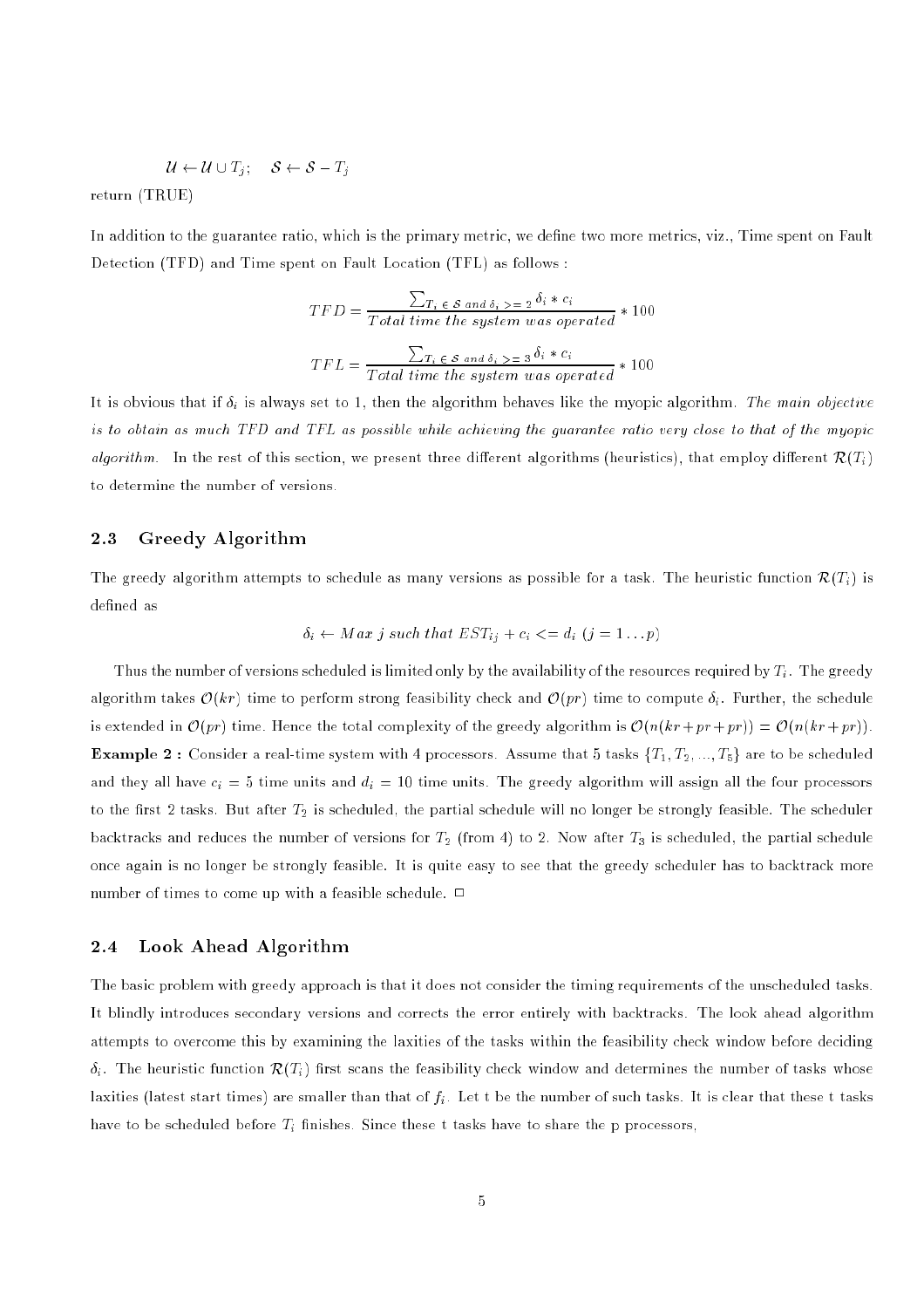$\mathcal{U} \leftarrow \mathcal{U} \cup T_j; \quad \mathcal{S} \leftarrow \mathcal{S} - T_j$

return (TRUE)

In addition to the guarantee ratio, which is the primary metric, we define two more metrics, viz., Time spent on Fault Detection (TFD) and Time spent on Fault Location (TFL) as follows :

$$TFD = \frac{\sum_{T_i \in \mathcal{S} \text{ and } \delta_i >= 2} \delta_i * c_i}{Total\ time\ the\ system\ was\ operated} * 100$$

$$TFL = \frac{\sum_{T_i \in \mathcal{S} \text{ and } \delta_i >= 3} \delta_i * c_i}{Total\ time\ the\ system\ was\ operated} * 100$$

It is obvious that if $\delta_i$ is always set to 1, then the algorithm behaves like the myopic algorithm. *The main objective is to obtain as much TFD and TFL as possible while achieving the guarantee ratio very close to that of the myopic algorithm.* In the rest of this section, we present three different algorithms (heuristics), that employ different $\mathcal{R}(T_i)$ to determine the number of versions.

## 2.3 Greedy Algorithm

The greedy algorithm attempts to schedule as many versions as possible for a task. The heuristic function $\mathcal{R}(T_i)$ is defined as

$$\delta_i \leftarrow Max\ j\ such\ that\ EST_{ij} + c_i <= d_i\ (j = 1 \ldots p)$$

Thus the number of versions scheduled is limited only by the availability of the resources required by $T_i$. The greedy algorithm takes $\mathcal{O}(kr)$ time to perform strong feasibility check and $\mathcal{O}(pr)$ time to compute $\delta_i$. Further, the schedule is extended in $\mathcal{O}(pr)$ time. Hence the total complexity of the greedy algorithm is $\mathcal{O}(n(kr + pr + pr)) = \mathcal{O}(n(kr + pr))$.

**Example 2 :** Consider a real-time system with 4 processors. Assume that 5 tasks $\{T_1, T_2, ..., T_5\}$ are to be scheduled and they all have $c_i = 5$ time units and $d_i = 10$ time units. The greedy algorithm will assign all the four processors to the first 2 tasks. But after $T_2$ is scheduled, the partial schedule will no longer be strongly feasible. The scheduler backtracks and reduces the number of versions for $T_2$ (from 4) to 2. Now after $T_3$ is scheduled, the partial schedule once again is no longer be strongly feasible. It is quite easy to see that the greedy scheduler has to backtrack more number of times to come up with a feasible schedule. □

## 2.4 Look Ahead Algorithm

The basic problem with greedy approach is that it does not consider the timing requirements of the unscheduled tasks. It blindly introduces secondary versions and corrects the error entirely with backtracks. The look ahead algorithm attempts to overcome this by examining the laxities of the tasks within the feasibility check window before deciding $\delta_i$. The heuristic function $\mathcal{R}(T_i)$ first scans the feasibility check window and determines the number of tasks whose laxities (latest start times) are smaller than that of $f_i$. Let t be the number of such tasks. It is clear that these t tasks have to be scheduled before $T_i$ finishes. Since these t tasks have to share the p processors,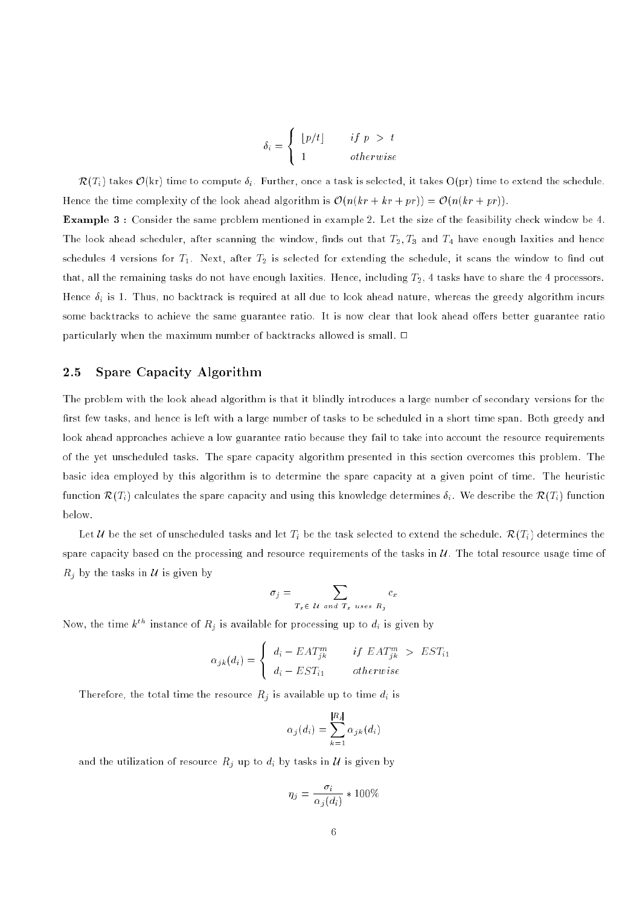$$\delta_i = \begin{cases} \lfloor p/t \rfloor & if\ p\ >\ t \\ 1 & otherwise \end{cases}$$

$\mathcal{R}(T_i)$ takes $\mathcal{O}$(kr) time to compute $\delta_i$. Further, once a task is selected, it takes O(pr) time to extend the schedule. Hence the time complexity of the look ahead algorithm is $\mathcal{O}(n(kr + kr + pr)) = \mathcal{O}(n(kr + pr))$.

**Example 3 :** Consider the same problem mentioned in example 2. Let the size of the feasibility check window be 4. The look ahead scheduler, after scanning the window, finds out that $T_2, T_3$ and $T_4$ have enough laxities and hence schedules 4 versions for $T_1$. Next, after $T_2$ is selected for extending the schedule, it scans the window to find out that, all the remaining tasks do not have enough laxities. Hence, including $T_2$, 4 tasks have to share the 4 processors. Hence $\delta_i$ is 1. Thus, no backtrack is required at all due to look ahead nature, whereas the greedy algorithm incurs some backtracks to achieve the same guarantee ratio. It is now clear that look ahead offers better guarantee ratio particularly when the maximum number of backtracks allowed is small. □

## 2.5 Spare Capacity Algorithm

The problem with the look ahead algorithm is that it blindly introduces a large number of secondary versions for the first few tasks, and hence is left with a large number of tasks to be scheduled in a short time span. Both greedy and look ahead approaches achieve a low guarantee ratio because they fail to take into account the resource requirements of the yet unscheduled tasks. The spare capacity algorithm presented in this section overcomes this problem. The basic idea employed by this algorithm is to determine the spare capacity at a given point of time. The heuristic function $\mathcal{R}(T_i)$ calculates the spare capacity and using this knowledge determines $\delta_i$. We describe the $\mathcal{R}(T_i)$ function below.

Let $\mathcal{U}$ be the set of unscheduled tasks and let $T_i$ be the task selected to extend the schedule. $\mathcal{R}(T_i)$ determines the spare capacity based on the processing and resource requirements of the tasks in $\mathcal{U}$. The total resource usage time of $R_j$ by the tasks in $\mathcal{U}$ is given by

$$\sigma_j = \sum_{T_x \in\ \mathcal{U}\ and\ T_x\ uses\ R_j} c_x$$

Now, the time $k^{th}$ instance of $R_j$ is available for processing up to $d_i$ is given by

$$\alpha_{jk}(d_i) = \begin{cases} d_i - EAT^m_{jk} & if\ EAT^m_{jk}\ >\ EST_{i1} \\ d_i - EST_{i1} & otherwise \end{cases}$$

Therefore, the total time the resource $R_j$ is available up to time $d_i$ is

$$\alpha_j(d_i) = \sum_{k=1}^{|R_j|} \alpha_{jk}(d_i)$$

and the utilization of resource $R_j$ up to $d_i$ by tasks in $\mathcal{U}$ is given by

$$\eta_j = \frac{\sigma_i}{\alpha_j(d_i)} * 100\%$$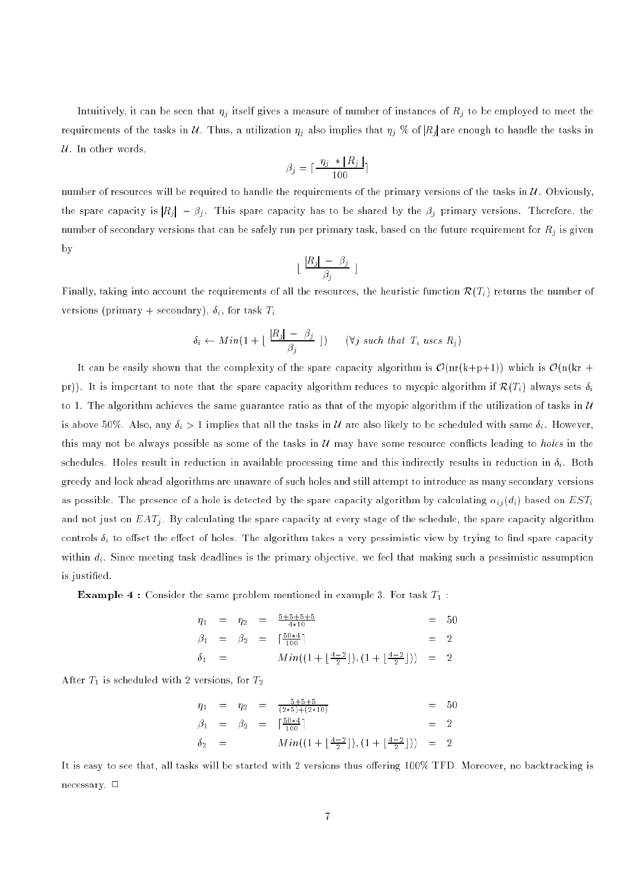Intuitively, it can be seen that $\eta_j$ itself gives a measure of number of instances of $R_j$ to be employed to meet the requirements of the tasks in $\mathcal{U}$. Thus, a utilization $\eta_j$ also implies that $\eta_j$ % of $|R_j|$ are enough to handle the tasks in $\mathcal{U}$. In other words,

$$\beta_j = \lceil \frac{\eta_j * |R_j|}{100} \rceil$$

number of resources will be required to handle the requirements of the primary versions of the tasks in $\mathcal{U}$. Obviously, the spare capacity is $|R_j| - \beta_j$. This spare capacity has to be shared by the $\beta_j$ primary versions. Therefore, the number of secondary versions that can be safely run per primary task, based on the future requirement for $R_j$ is given by

$$\lfloor \frac{|R_j| - \beta_j}{\beta_j} \rfloor$$

Finally, taking into account the requirements of all the resources, the heuristic function $\mathcal{R}(T_i)$ returns the number of versions (primary + secondary), $\delta_i$, for task $T_i$

$$\delta_i \leftarrow Min(1 + \lfloor \frac{|R_j| - \beta_j}{\beta_j} \rfloor) \qquad (\forall j \text{ such that } T_i \text{ uses } R_j)$$

It can be easily shown that the complexity of the spare capacity algorithm is $\mathcal{O}(\text{nr(k+p+1)})$ which is $\mathcal{O}(\text{n(kr + pr)})$. It is important to note that the spare capacity algorithm reduces to myopic algorithm if $\mathcal{R}(T_i)$ always sets $\delta_i$ to 1. The algorithm achieves the same guarantee ratio as that of the myopic algorithm if the utilization of tasks in $\mathcal{U}$ is above 50%. Also, any $\delta_i > 1$ implies that all the tasks in $\mathcal{U}$ are also likely to be scheduled with same $\delta_i$. However, this may not be always possible as some of the tasks in $\mathcal{U}$ may have some resource conflicts leading to *holes* in the schedules. Holes result in reduction in available processing time and this indirectly results in reduction in $\delta_i$. Both greedy and look ahead algorithms are unaware of such holes and still attempt to introduce as many secondary versions as possible. The presence of a hole is detected by the spare capacity algorithm by calculating $\alpha_{ij}(d_i)$ based on $EST_i$ and not just on $EAT_j$. By calculating the spare capacity at every stage of the schedule, the spare capacity algorithm controls $\delta_i$ to offset the effect of holes. The algorithm takes a very pessimistic view by trying to find spare capacity within $d_i$. Since meeting task deadlines is the primary objective, we feel that making such a pessimistic assumption is justified.

**Example 4 :** Consider the same problem mentioned in example 3. For task $T_1$ :

$$\begin{aligned}
\eta_1 \;=\; \eta_2 \;&=\; \tfrac{5+5+5+5}{4*10} &&= 50 \\
\beta_1 \;=\; \beta_2 \;&=\; \lceil \tfrac{50*4}{100} \rceil &&= 2 \\
\delta_1 \;&=\; Min((1+\lfloor \tfrac{4-2}{2} \rfloor), (1+\lfloor \tfrac{4-2}{2} \rfloor)) &&= 2
\end{aligned}$$

After $T_1$ is scheduled with 2 versions, for $T_2$

$$\begin{aligned}
\eta_1 \;=\; \eta_2 \;&=\; \tfrac{5+5+5}{(2*5)+(2*10)} &&= 50 \\
\beta_1 \;=\; \beta_2 \;&=\; \lceil \tfrac{50*4}{100} \rceil &&= 2 \\
\delta_2 \;&=\; Min((1+\lfloor \tfrac{4-2}{2} \rfloor), (1+\lfloor \tfrac{4-2}{2} \rfloor)) &&= 2
\end{aligned}$$

It is easy to see that, all tasks will be started with 2 versions thus offering 100% TFD. Moreover, no backtracking is necessary. □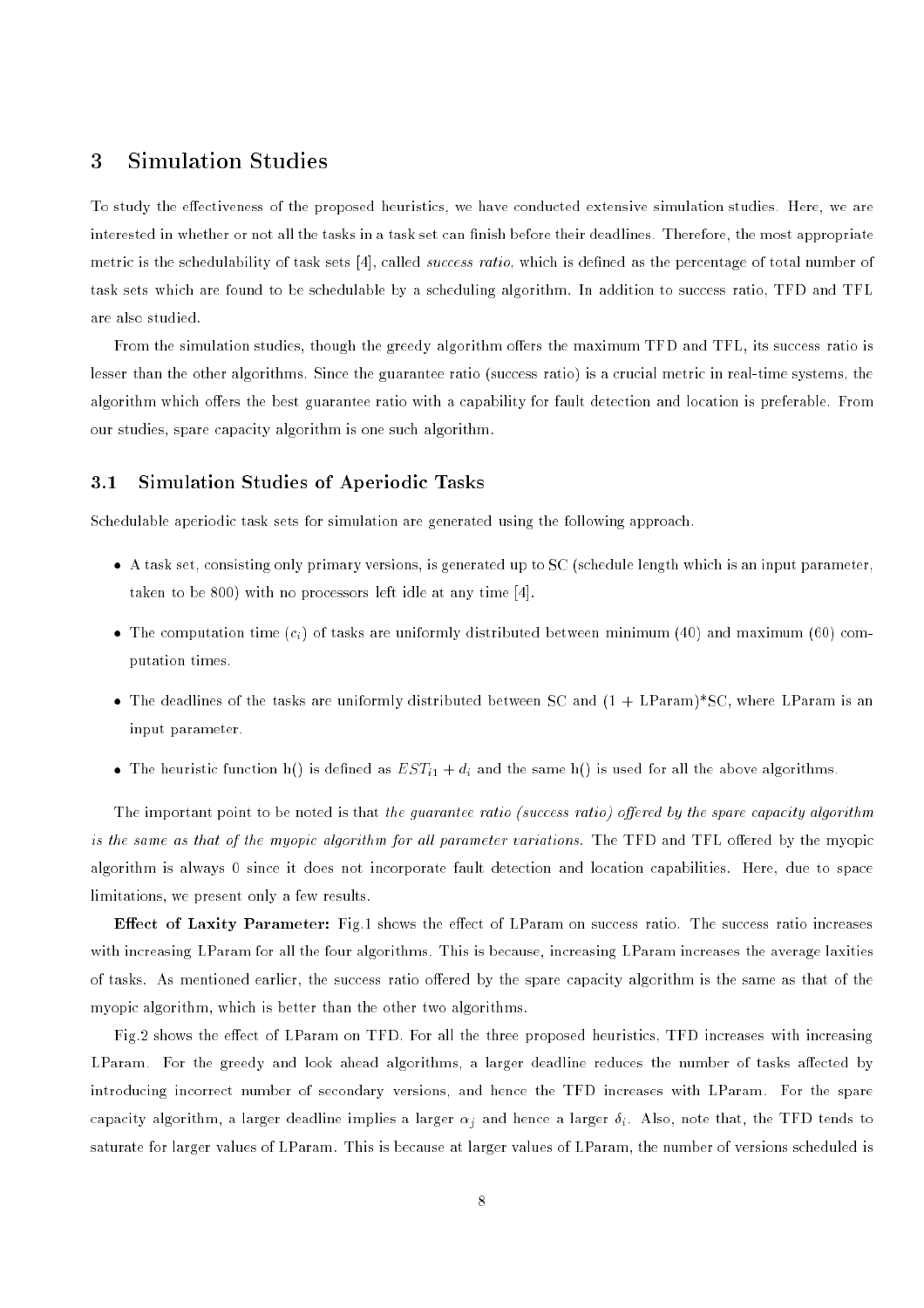## 3 Simulation Studies

To study the effectiveness of the proposed heuristics, we have conducted extensive simulation studies. Here, we are interested in whether or not all the tasks in a task set can finish before their deadlines. Therefore, the most appropriate metric is the schedulability of task sets [4], called *success ratio*, which is defined as the percentage of total number of task sets which are found to be schedulable by a scheduling algorithm. In addition to success ratio, TFD and TFL are also studied.

From the simulation studies, though the greedy algorithm offers the maximum TFD and TFL, its success ratio is lesser than the other algorithms. Since the guarantee ratio (success ratio) is a crucial metric in real-time systems, the algorithm which offers the best guarantee ratio with a capability for fault detection and location is preferable. From our studies, spare capacity algorithm is one such algorithm.

### 3.1 Simulation Studies of Aperiodic Tasks

Schedulable aperiodic task sets for simulation are generated using the following approach.

- A task set, consisting only primary versions, is generated up to SC (schedule length which is an input parameter, taken to be 800) with no processors left idle at any time [4].
- The computation time ($c_i$) of tasks are uniformly distributed between minimum (40) and maximum (60) computation times.
- The deadlines of the tasks are uniformly distributed between SC and (1 + LParam)*SC, where LParam is an input parameter.
- The heuristic function h() is defined as $EST_{i1} + d_i$ and the same h() is used for all the above algorithms.

The important point to be noted is that *the guarantee ratio (success ratio) offered by the spare capacity algorithm is the same as that of the myopic algorithm for all parameter variations.* The TFD and TFL offered by the myopic algorithm is always 0 since it does not incorporate fault detection and location capabilities. Here, due to space limitations, we present only a few results.

**Effect of Laxity Parameter:** Fig.1 shows the effect of LParam on success ratio. The success ratio increases with increasing LParam for all the four algorithms. This is because, increasing LParam increases the average laxities of tasks. As mentioned earlier, the success ratio offered by the spare capacity algorithm is the same as that of the myopic algorithm, which is better than the other two algorithms.

Fig.2 shows the effect of LParam on TFD. For all the three proposed heuristics, TFD increases with increasing LParam. For the greedy and look ahead algorithms, a larger deadline reduces the number of tasks affected by introducing incorrect number of secondary versions, and hence the TFD increases with LParam. For the spare capacity algorithm, a larger deadline implies a larger $\alpha_j$ and hence a larger $\delta_i$. Also, note that, the TFD tends to saturate for larger values of LParam. This is because at larger values of LParam, the number of versions scheduled is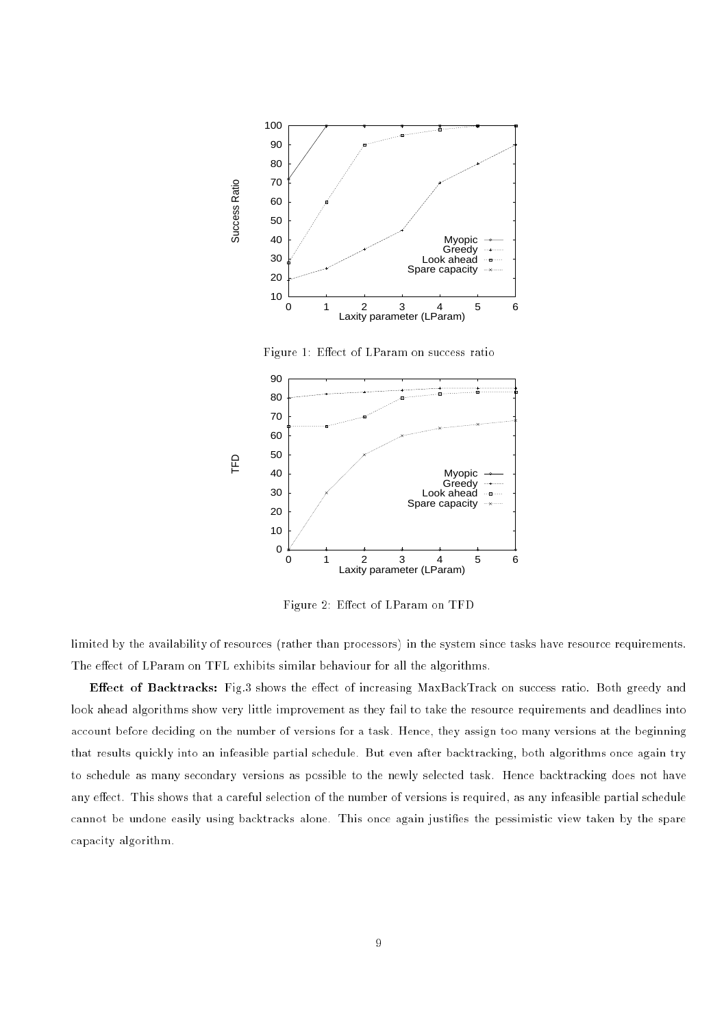Figure 1: Effect of LParam on success ratio

Figure 2: Effect of LParam on TFD

limited by the availability of resources (rather than processors) in the system since tasks have resource requirements. The effect of LParam on TFL exhibits similar behaviour for all the algorithms.

**Effect of Backtracks:** Fig.3 shows the effect of increasing MaxBackTrack on success ratio. Both greedy and look ahead algorithms show very little improvement as they fail to take the resource requirements and deadlines into account before deciding on the number of versions for a task. Hence, they assign too many versions at the beginning that results quickly into an infeasible partial schedule. But even after backtracking, both algorithms once again try to schedule as many secondary versions as possible to the newly selected task. Hence backtracking does not have any effect. This shows that a careful selection of the number of versions is required, as any infeasible partial schedule cannot be undone easily using backtracks alone. This once again justifies the pessimistic view taken by the spare capacity algorithm.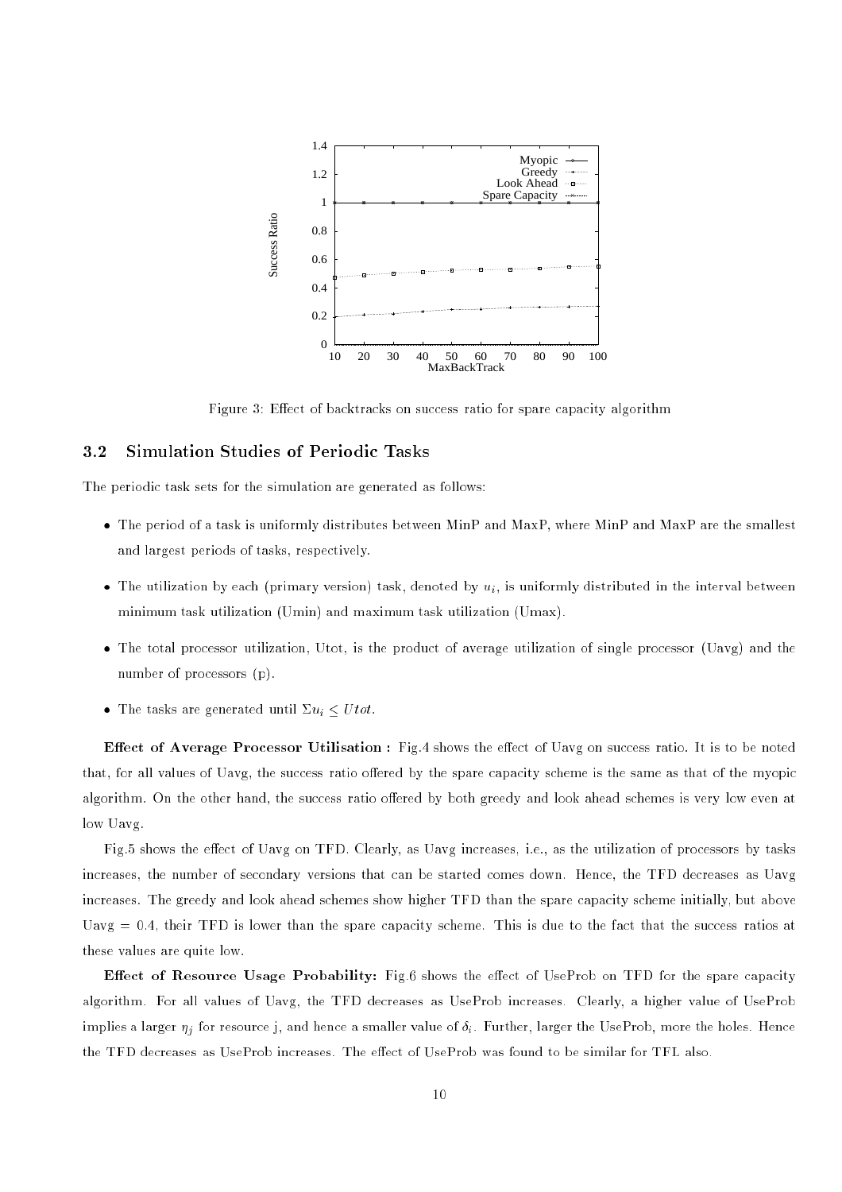Figure 3: Effect of backtracks on success ratio for spare capacity algorithm

### 3.2 Simulation Studies of Periodic Tasks

The periodic task sets for the simulation are generated as follows:

- The period of a task is uniformly distributes between MinP and MaxP, where MinP and MaxP are the smallest and largest periods of tasks, respectively.
- The utilization by each (primary version) task, denoted by $u_i$, is uniformly distributed in the interval between minimum task utilization (Umin) and maximum task utilization (Umax).
- The total processor utilization, Utot, is the product of average utilization of single processor (Uavg) and the number of processors (p).
- The tasks are generated until $\Sigma u_i \leq Utot$.

**Effect of Average Processor Utilisation :** Fig.4 shows the effect of Uavg on success ratio. It is to be noted that, for all values of Uavg, the success ratio offered by the spare capacity scheme is the same as that of the myopic algorithm. On the other hand, the success ratio offered by both greedy and look ahead schemes is very low even at low Uavg.

Fig.5 shows the effect of Uavg on TFD. Clearly, as Uavg increases, i.e., as the utilization of processors by tasks increases, the number of secondary versions that can be started comes down. Hence, the TFD decreases as Uavg increases. The greedy and look ahead schemes show higher TFD than the spare capacity scheme initially, but above Uavg = 0.4, their TFD is lower than the spare capacity scheme. This is due to the fact that the success ratios at these values are quite low.

**Effect of Resource Usage Probability:** Fig.6 shows the effect of UseProb on TFD for the spare capacity algorithm. For all values of Uavg, the TFD decreases as UseProb increases. Clearly, a higher value of UseProb implies a larger $\eta_j$ for resource j, and hence a smaller value of $\delta_i$. Further, larger the UseProb, more the holes. Hence the TFD decreases as UseProb increases. The effect of UseProb was found to be similar for TFL also.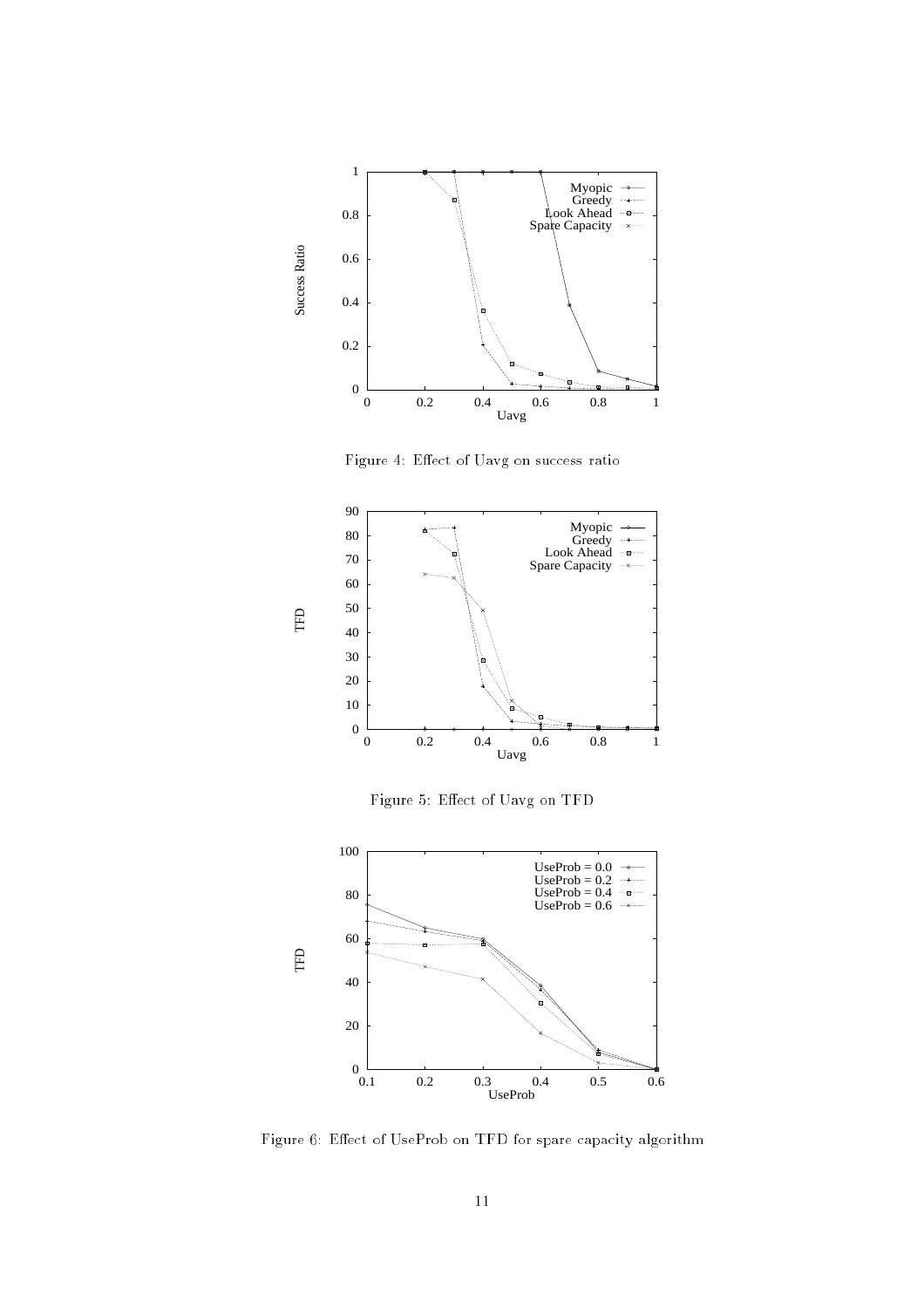Figure 4: Effect of Uavg on success ratio

Figure 5: Effect of Uavg on TFD

Figure 6: Effect of UseProb on TFD for spare capacity algorithm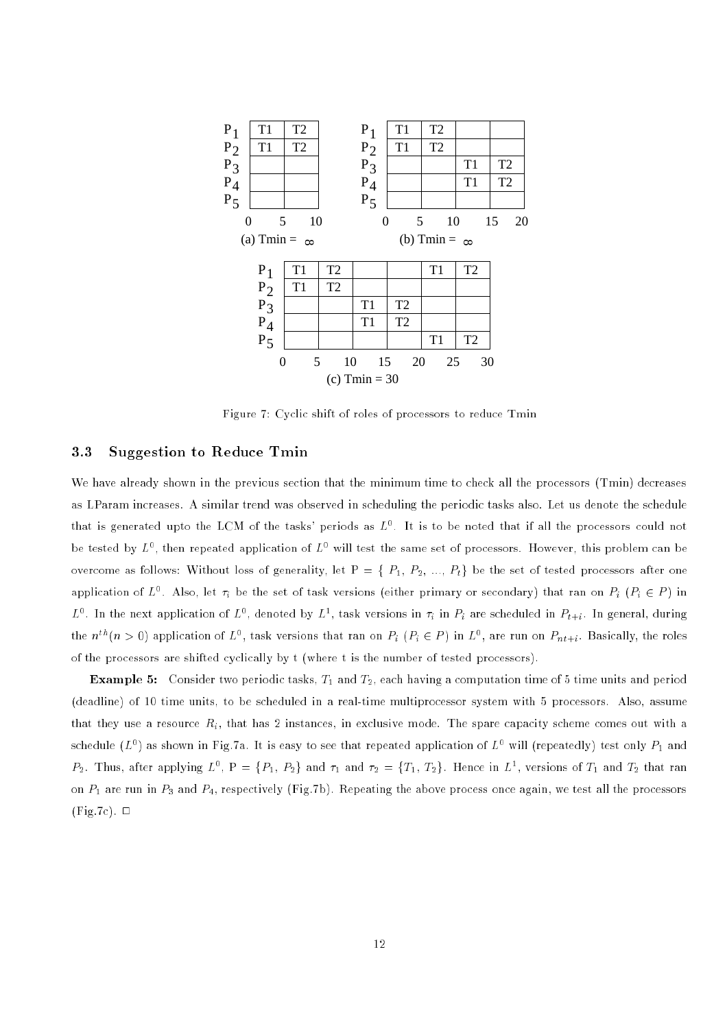| | 0–5 | 5–10 |
|---|---|---|
| $P_1$ | T1 | T2 |
| $P_2$ | T1 | T2 |
| $P_3$ | | |
| $P_4$ | | |
| $P_5$ | | |

(a) Tmin = $\infty$

| | 0–5 | 5–10 | 10–15 | 15–20 |
|---|---|---|---|---|
| $P_1$ | T1 | T2 | | |
| $P_2$ | T1 | T2 | | |
| $P_3$ | | | T1 | T2 |
| $P_4$ | | | T1 | T2 |
| $P_5$ | | | | |

(b) Tmin = $\infty$

| | 0–5 | 5–10 | 10–15 | 15–20 | 20–25 | 25–30 |
|---|---|---|---|---|---|---|
| $P_1$ | T1 | T2 | | | T1 | T2 |
| $P_2$ | T1 | T2 | | | | |
| $P_3$ | | | T1 | T2 | | |
| $P_4$ | | | T1 | T2 | | |
| $P_5$ | | | | | T1 | T2 |

(c) Tmin = 30

Figure 7: Cyclic shift of roles of processors to reduce Tmin

### 3.3 Suggestion to Reduce Tmin

We have already shown in the previous section that the minimum time to check all the processors (Tmin) decreases as LParam increases. A similar trend was observed in scheduling the periodic tasks also. Let us denote the schedule that is generated upto the LCM of the tasks' periods as $L^0$. It is to be noted that if all the processors could not be tested by $L^0$, then repeated application of $L^0$ will test the same set of processors. However, this problem can be overcome as follows: Without loss of generality, let P = { $P_1$, $P_2$, ..., $P_t$} be the set of tested processors after one application of $L^0$. Also, let $\tau_i$ be the set of task versions (either primary or secondary) that ran on $P_i$ ($P_i \in P$) in $L^0$. In the next application of $L^0$, denoted by $L^1$, task versions in $\tau_i$ in $P_i$ are scheduled in $P_{t+i}$. In general, during the $n^{th}(n > 0)$ application of $L^0$, task versions that ran on $P_i$ ($P_i \in P$) in $L^0$, are run on $P_{nt+i}$. Basically, the roles of the processors are shifted cyclically by t (where t is the number of tested processors).

**Example 5:** Consider two periodic tasks, $T_1$ and $T_2$, each having a computation time of 5 time units and period (deadline) of 10 time units, to be scheduled in a real-time multiprocessor system with 5 processors. Also, assume that they use a resource $R_i$, that has 2 instances, in exclusive mode. The spare capacity scheme comes out with a schedule ($L^0$) as shown in Fig.7a. It is easy to see that repeated application of $L^0$ will (repeatedly) test only $P_1$ and $P_2$. Thus, after applying $L^0$, P = {$P_1$, $P_2$} and $\tau_1$ and $\tau_2$ = {$T_1$, $T_2$}. Hence in $L^1$, versions of $T_1$ and $T_2$ that ran on $P_1$ are run in $P_3$ and $P_4$, respectively (Fig.7b). Repeating the above process once again, we test all the processors (Fig.7c). □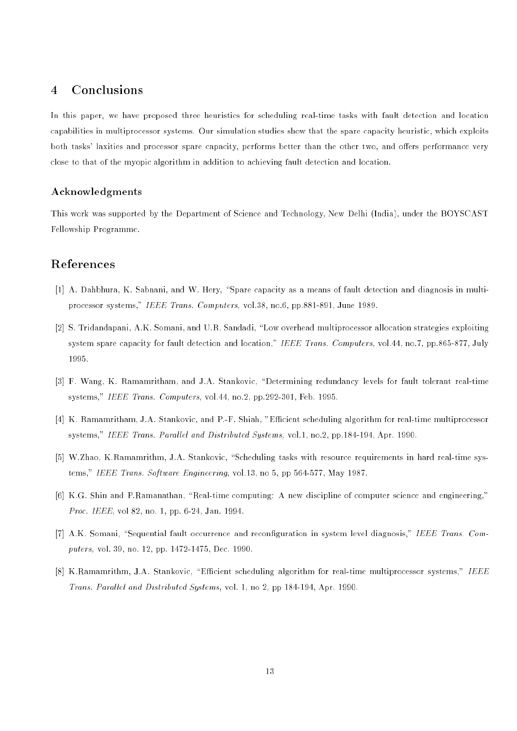## 4 Conclusions

In this paper, we have proposed three heuristics for scheduling real-time tasks with fault detection and location capabilities in multiprocessor systems. Our simulation studies show that the spare capacity heuristic, which exploits both tasks' laxities and processor spare capacity, performs better than the other two, and offers performance very close to that of the myopic algorithm in addition to achieving fault detection and location.

### Acknowledgments

This work was supported by the Department of Science and Technology, New Delhi (India), under the BOYSCAST Fellowship Programme.

## References

[1] A. Dahbhura, K. Sabnani, and W. Hery, "Spare capacity as a means of fault detection and diagnosis in multiprocessor systems," *IEEE Trans. Computers,* vol.38, no.6, pp.881-891, June 1989.

[2] S. Tridandapani, A.K. Somani, and U.R. Sandadi, "Low overhead multiprocessor allocation strategies exploiting system spare capacity for fault detection and location," *IEEE Trans. Computers,* vol.44, no.7, pp.865-877, July 1995.

[3] F. Wang, K. Ramamritham, and J.A. Stankovic, "Determining redundancy levels for fault tolerant real-time systems," *IEEE Trans. Computers,* vol.44, no.2, pp.292-301, Feb. 1995.

[4] K. Ramamritham, J.A. Stankovic, and P.-F. Shiah, "Efficient scheduling algorithm for real-time multiprocessor systems," *IEEE Trans. Parallel and Distributed Systems,* vol.1, no.2, pp.184-194, Apr. 1990.

[5] W.Zhao, K.Ramamrithm, J.A. Stankovic, "Scheduling tasks with resource requirements in hard real-time systems," *IEEE Trans. Software Engineering*, vol.13, no 5, pp 564-577, May 1987.

[6] K.G. Shin and P.Ramanathan, "Real-time computing: A new discipline of computer science and engineering," *Proc. IEEE*, vol 82, no. 1, pp. 6-24, Jan. 1994.

[7] A.K. Somani, "Sequential fault occurrence and reconfiguration in system level diagnosis," *IEEE Trans. Computers,* vol. 39, no. 12, pp. 1472-1475, Dec. 1990.

[8] K.Ramamrithm, J.A. Stankovic, "Efficient scheduling algorithm for real-time multiprocessor systems," *IEEE Trans. Parallel and Distributed Systems*, vol. 1, no 2, pp 184-194, Apr. 1990.